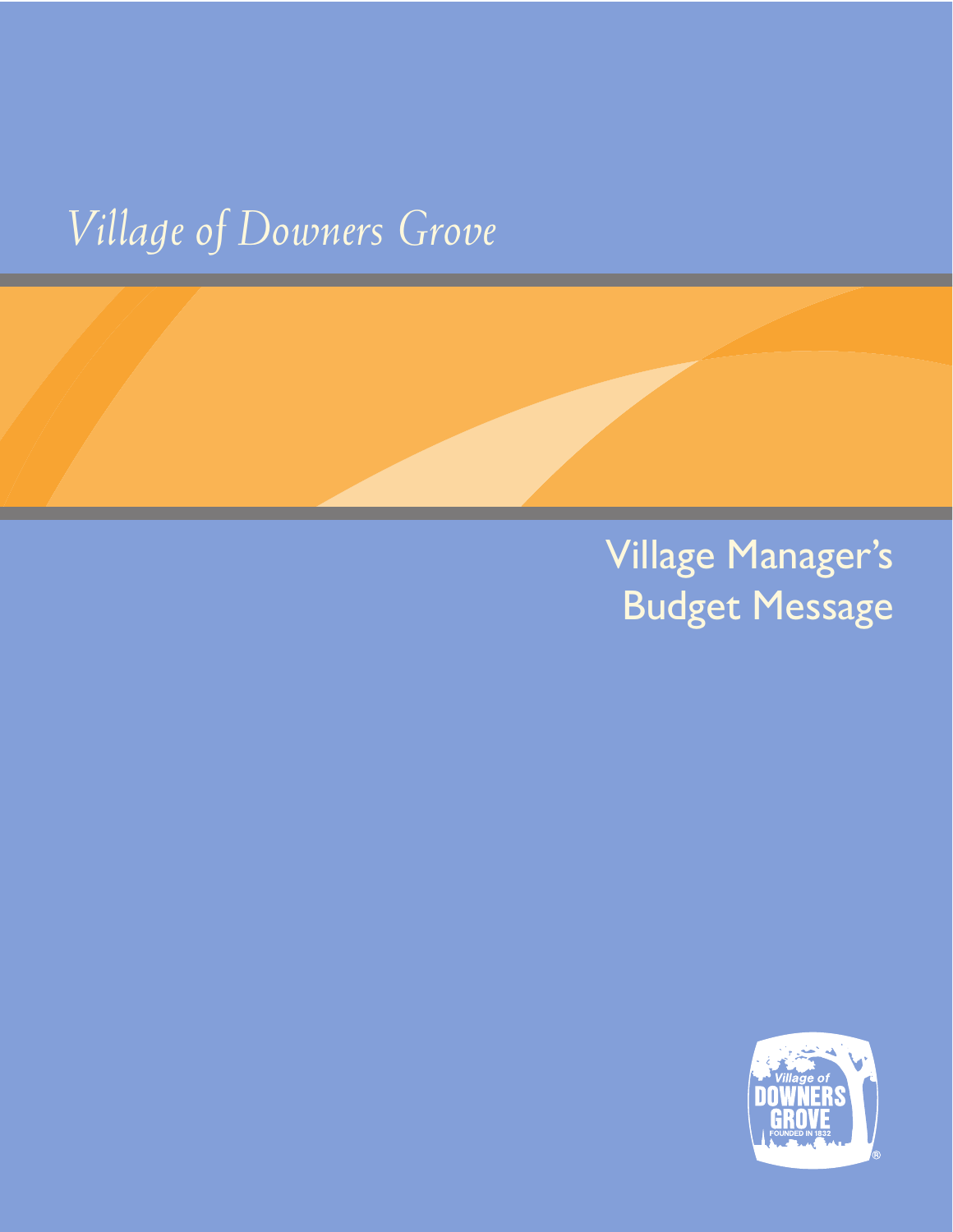# Village of Downers Grove

## Village Manager's Budget Message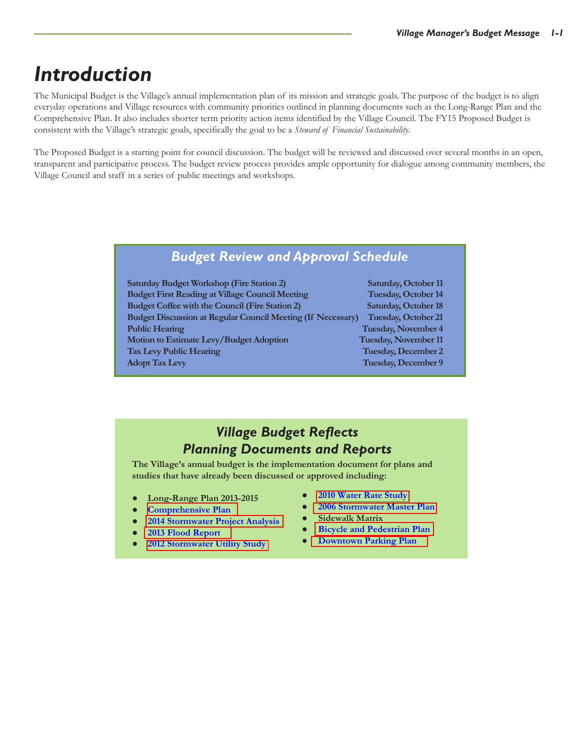# Introduction

The Municipal Budget is the Village's annual implementation plan of its mission and strategic goals. The purpose of the budget is to align everyday operations and Village resources with community priorities outlined in planning documents such as the Long-Range Plan and the Comprehensive Plan. It also includes shorter term priority action items identified by the Village Council. The FY15 Proposed Budget is consistent with the Village's strategic goals, specifically the goal to be a *Steward of Financial Sustainability*.

The Proposed Budget is a starting point for council discussion. The budget will be reviewed and discussed over several months in an open, transparent and participative process. The budget review process provides ample opportunity for dialogue among community members, the Village Council and staff in a series of public meetings and workshops.

## Budget Review and Approval Schedule

| Event | Date |
|---|---|
| **Saturday Budget Workshop (Fire Station 2)** | **Saturday, October 11** |
| **Budget First Reading at Village Council Meeting** | **Tuesday, October 14** |
| **Budget Coffee with the Council (Fire Station 2)** | **Saturday, October 18** |
| **Budget Discussion at Regular Council Meeting (If Necessary)** | **Tuesday, October 21** |
| **Public Hearing** | **Tuesday, November 4** |
| **Motion to Estimate Levy/Budget Adoption** | **Tuesday, November 11** |
| **Tax Levy Public Hearing** | **Tuesday, December 2** |
| **Adopt Tax Levy** | **Tuesday, December 9** |

## Village Budget Reflects Planning Documents and Reports

**The Village's annual budget is the implementation document for plans and studies that have already been discussed or approved including:**

- **Long-Range Plan 2013-2015**
- **Comprehensive Plan**
- **2014 Stormwater Project Analysis**
- **2013 Flood Report**
- **2012 Stormwater Utility Study**
- **2010 Water Rate Study**
- **2006 Stormwater Master Plan**
- **Sidewalk Matrix**
- **Bicycle and Pedestrian Plan**
- **Downtown Parking Plan**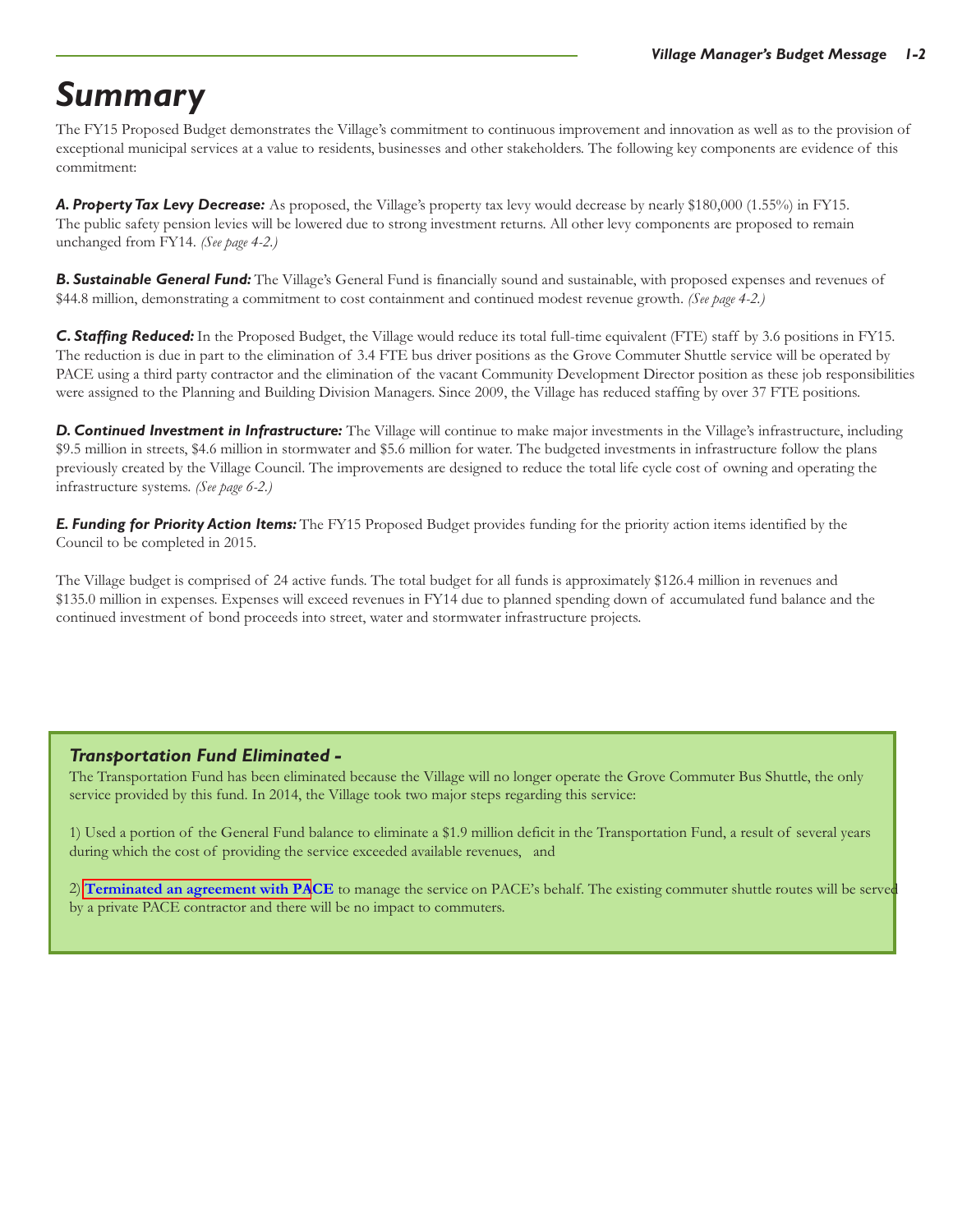# Summary

The FY15 Proposed Budget demonstrates the Village's commitment to continuous improvement and innovation as well as to the provision of exceptional municipal services at a value to residents, businesses and other stakeholders. The following key components are evidence of this commitment:

***A. Property Tax Levy Decrease:*** As proposed, the Village's property tax levy would decrease by nearly $180,000 (1.55%) in FY15. The public safety pension levies will be lowered due to strong investment returns. All other levy components are proposed to remain unchanged from FY14. *(See page 4-2.)*

***B. Sustainable General Fund:*** The Village's General Fund is financially sound and sustainable, with proposed expenses and revenues of $44.8 million, demonstrating a commitment to cost containment and continued modest revenue growth. *(See page 4-2.)*

***C. Staffing Reduced:*** In the Proposed Budget, the Village would reduce its total full-time equivalent (FTE) staff by 3.6 positions in FY15. The reduction is due in part to the elimination of 3.4 FTE bus driver positions as the Grove Commuter Shuttle service will be operated by PACE using a third party contractor and the elimination of the vacant Community Development Director position as these job responsibilities were assigned to the Planning and Building Division Managers. Since 2009, the Village has reduced staffing by over 37 FTE positions.

***D. Continued Investment in Infrastructure:*** The Village will continue to make major investments in the Village's infrastructure, including $9.5 million in streets, $4.6 million in stormwater and $5.6 million for water. The budgeted investments in infrastructure follow the plans previously created by the Village Council. The improvements are designed to reduce the total life cycle cost of owning and operating the infrastructure systems. *(See page 6-2.)*

***E. Funding for Priority Action Items:*** The FY15 Proposed Budget provides funding for the priority action items identified by the Council to be completed in 2015.

The Village budget is comprised of 24 active funds. The total budget for all funds is approximately $126.4 million in revenues and $135.0 million in expenses. Expenses will exceed revenues in FY14 due to planned spending down of accumulated fund balance and the continued investment of bond proceeds into street, water and stormwater infrastructure projects.

### *Transportation Fund Eliminated -*

The Transportation Fund has been eliminated because the Village will no longer operate the Grove Commuter Bus Shuttle, the only service provided by this fund. In 2014, the Village took two major steps regarding this service:

1) Used a portion of the General Fund balance to eliminate a $1.9 million deficit in the Transportation Fund, a result of several years during which the cost of providing the service exceeded available revenues, and

2) **Terminated an agreement with PACE** to manage the service on PACE's behalf. The existing commuter shuttle routes will be served by a private PACE contractor and there will be no impact to commuters.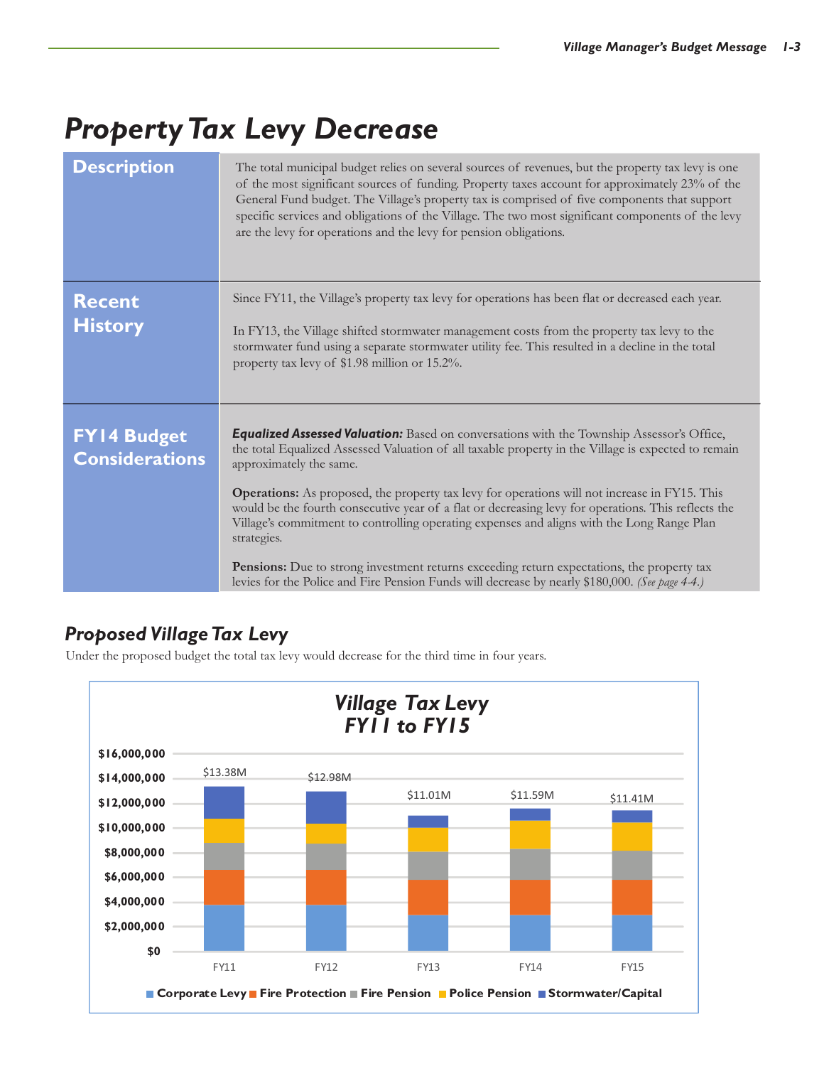# Property Tax Levy Decrease

| | |
|---|---|
| **Description** | The total municipal budget relies on several sources of revenues, but the property tax levy is one of the most significant sources of funding. Property taxes account for approximately 23% of the General Fund budget. The Village's property tax is comprised of five components that support specific services and obligations of the Village. The two most significant components of the levy are the levy for operations and the levy for pension obligations. |
| **Recent History** | Since FY11, the Village's property tax levy for operations has been flat or decreased each year.<br><br>In FY13, the Village shifted stormwater management costs from the property tax levy to the stormwater fund using a separate stormwater utility fee. This resulted in a decline in the total property tax levy of $1.98 million or 15.2%. |
| **FY14 Budget Considerations** | ***Equalized Assessed Valuation:*** Based on conversations with the Township Assessor's Office, the total Equalized Assessed Valuation of all taxable property in the Village is expected to remain approximately the same.<br><br>**Operations:** As proposed, the property tax levy for operations will not increase in FY15. This would be the fourth consecutive year of a flat or decreasing levy for operations. This reflects the Village's commitment to controlling operating expenses and aligns with the Long Range Plan strategies.<br><br>**Pensions:** Due to strong investment returns exceeding return expectations, the property tax levies for the Police and Fire Pension Funds will decrease by nearly $180,000. *(See page 4-4.)* |

## Proposed Village Tax Levy

Under the proposed budget the total tax levy would decrease for the third time in four years.

**Village Tax Levy FY11 to FY15**

| | FY11 | FY12 | FY13 | FY14 | FY15 |
|---|---|---|---|---|---|
| Total | $13.38M | $12.98M | $11.01M | $11.59M | $11.41M |

Legend: Corporate Levy, Fire Protection, Fire Pension, Police Pension, Stormwater/Capital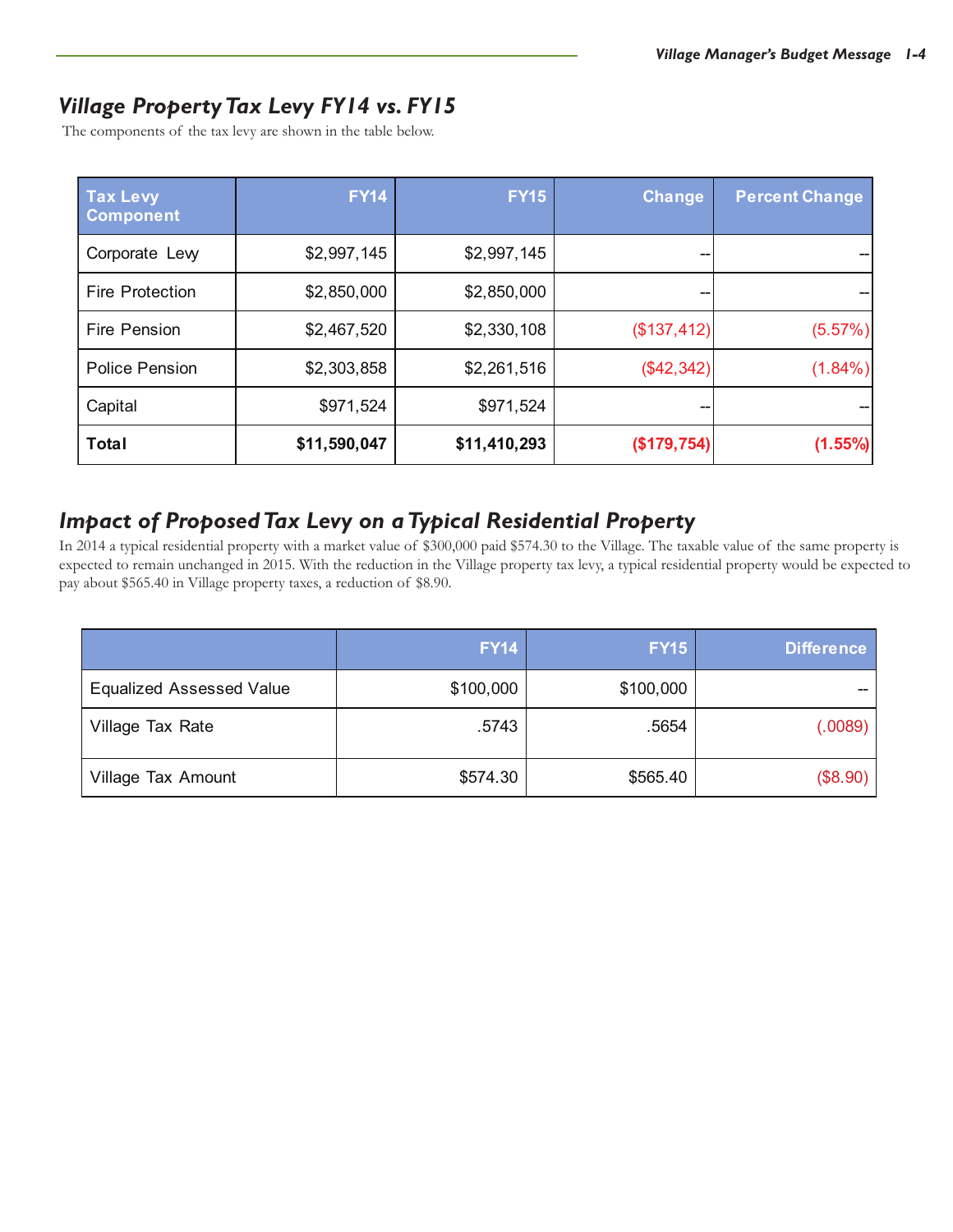## *Village Property Tax Levy FY14 vs. FY15*

The components of the tax levy are shown in the table below.

| Tax Levy Component | FY14 | FY15 | Change | Percent Change |
|---|---|---|---|---|
| Corporate Levy | $2,997,145 | $2,997,145 | -- | -- |
| Fire Protection | $2,850,000 | $2,850,000 | -- | -- |
| Fire Pension | $2,467,520 | $2,330,108 | ($137,412) | (5.57%) |
| Police Pension | $2,303,858 | $2,261,516 | ($42,342) | (1.84%) |
| Capital | $971,524 | $971,524 | -- | -- |
| **Total** | **$11,590,047** | **$11,410,293** | **($179,754)** | **(1.55%)** |

## *Impact of Proposed Tax Levy on a Typical Residential Property*

In 2014 a typical residential property with a market value of $300,000 paid $574.30 to the Village. The taxable value of the same property is expected to remain unchanged in 2015. With the reduction in the Village property tax levy, a typical residential property would be expected to pay about $565.40 in Village property taxes, a reduction of $8.90.

| | FY14 | FY15 | Difference |
|---|---|---|---|
| Equalized Assessed Value | $100,000 | $100,000 | -- |
| Village Tax Rate | .5743 | .5654 | (.0089) |
| Village Tax Amount | $574.30 | $565.40 | ($8.90) |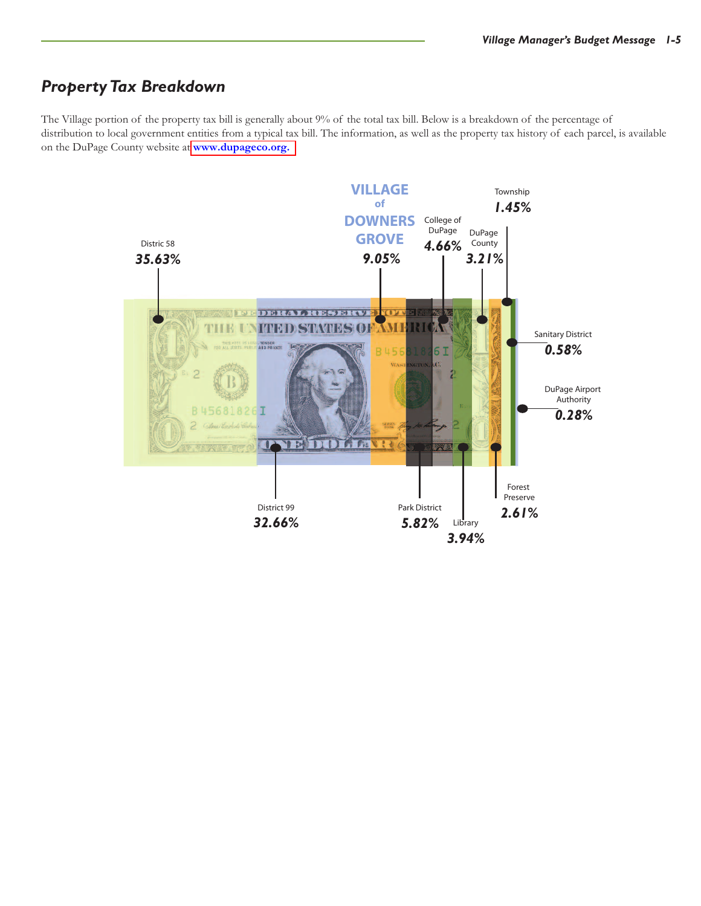## *Property Tax Breakdown*

The Village portion of the property tax bill is generally about 9% of the total tax bill. Below is a breakdown of the percentage of distribution to local government entities from a typical tax bill. The information, as well as the property tax history of each parcel, is available on the DuPage County website at **www.dupageco.org.**

Distric 58
***35.63%***

District 99
***32.66%***

VILLAGE of DOWNERS GROVE
***9.05%***

College of DuPage
***4.66%***

Park District
***5.82%***

Library
***3.94%***

DuPage County
***3.21%***

Township
***1.45%***

Forest Preserve
***2.61%***

Sanitary District
***0.58%***

DuPage Airport Authority
***0.28%***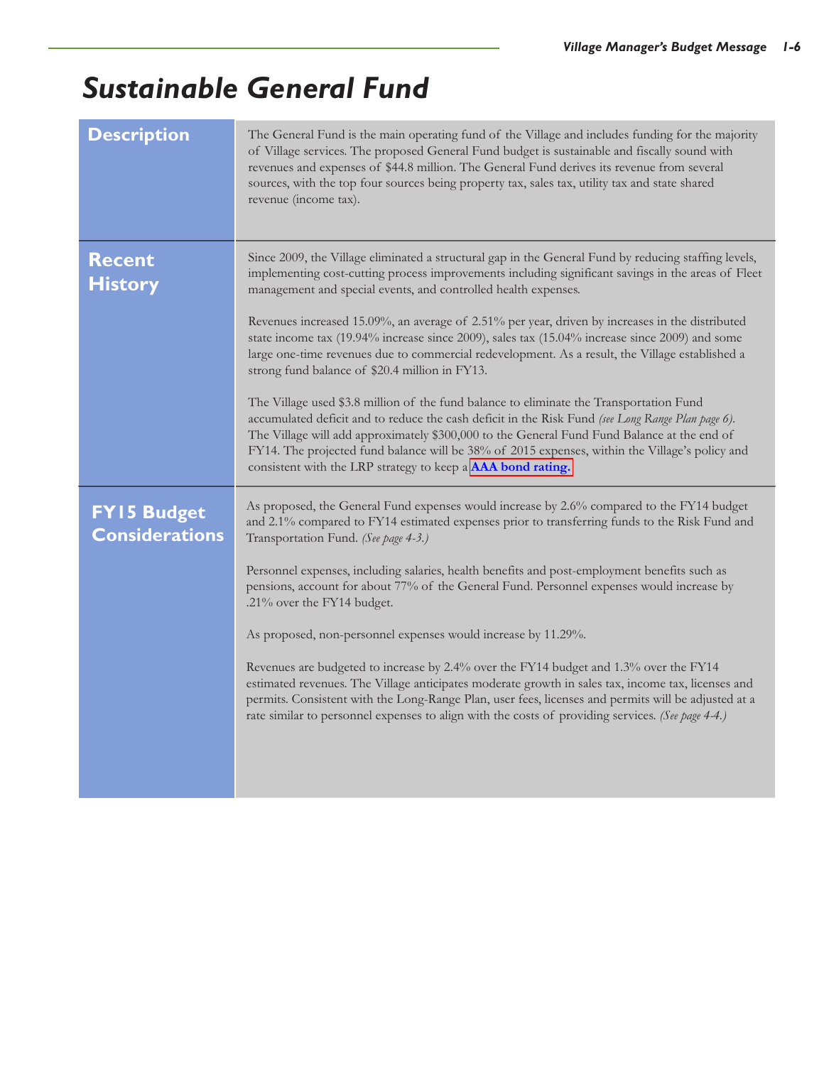# Sustainable General Fund

## Description

The General Fund is the main operating fund of the Village and includes funding for the majority of Village services. The proposed General Fund budget is sustainable and fiscally sound with revenues and expenses of $44.8 million. The General Fund derives its revenue from several sources, with the top four sources being property tax, sales tax, utility tax and state shared revenue (income tax).

## Recent History

Since 2009, the Village eliminated a structural gap in the General Fund by reducing staffing levels, implementing cost-cutting process improvements including significant savings in the areas of Fleet management and special events, and controlled health expenses.

Revenues increased 15.09%, an average of 2.51% per year, driven by increases in the distributed state income tax (19.94% increase since 2009), sales tax (15.04% increase since 2009) and some large one-time revenues due to commercial redevelopment. As a result, the Village established a strong fund balance of $20.4 million in FY13.

The Village used $3.8 million of the fund balance to eliminate the Transportation Fund accumulated deficit and to reduce the cash deficit in the Risk Fund *(see Long Range Plan page 6)*. The Village will add approximately $300,000 to the General Fund Fund Balance at the end of FY14. The projected fund balance will be 38% of 2015 expenses, within the Village's policy and consistent with the LRP strategy to keep a **AAA bond rating.**

## FY15 Budget Considerations

As proposed, the General Fund expenses would increase by 2.6% compared to the FY14 budget and 2.1% compared to FY14 estimated expenses prior to transferring funds to the Risk Fund and Transportation Fund. *(See page 4-3.)*

Personnel expenses, including salaries, health benefits and post-employment benefits such as pensions, account for about 77% of the General Fund. Personnel expenses would increase by .21% over the FY14 budget.

As proposed, non-personnel expenses would increase by 11.29%.

Revenues are budgeted to increase by 2.4% over the FY14 budget and 1.3% over the FY14 estimated revenues. The Village anticipates moderate growth in sales tax, income tax, licenses and permits. Consistent with the Long-Range Plan, user fees, licenses and permits will be adjusted at a rate similar to personnel expenses to align with the costs of providing services. *(See page 4-4.)*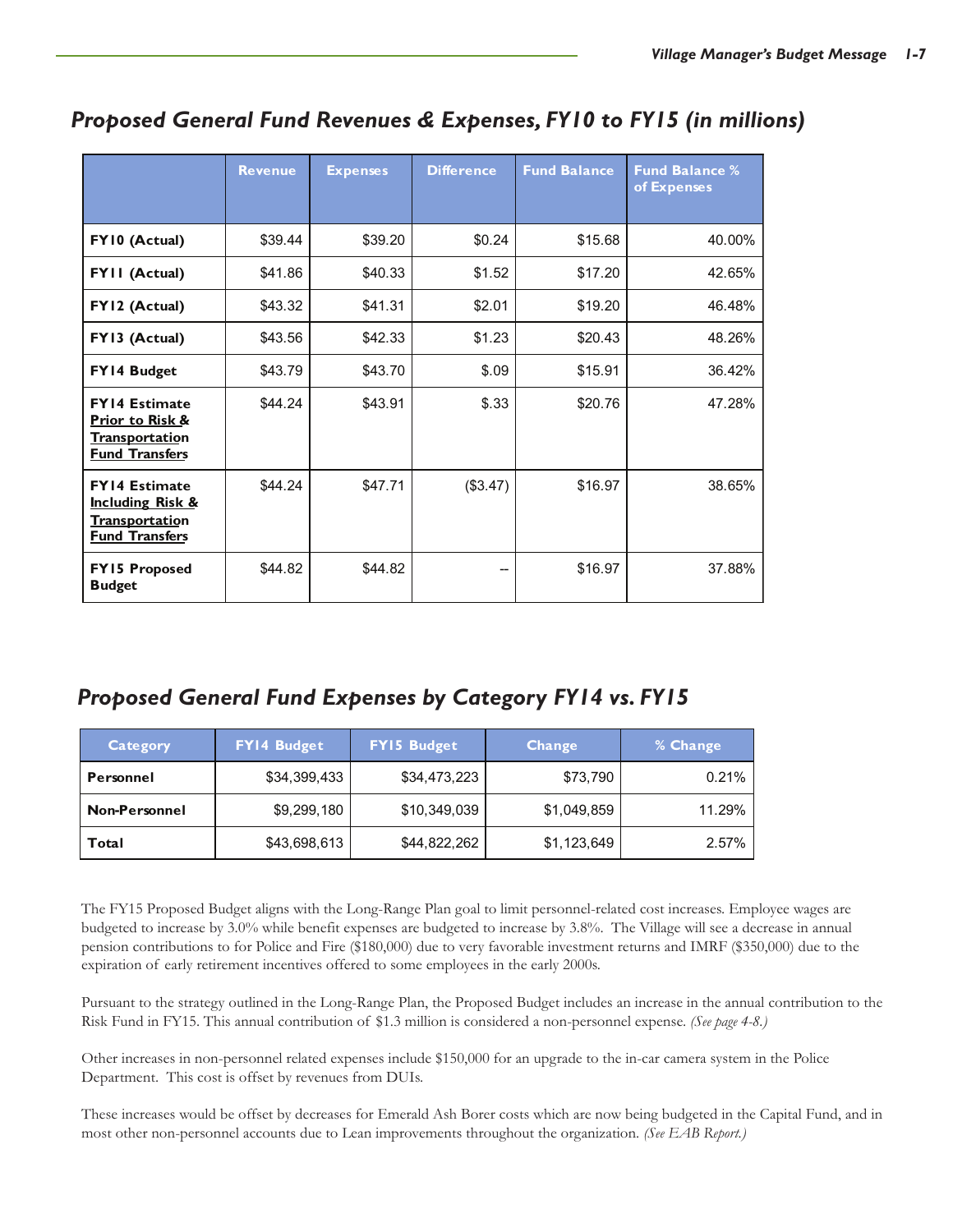## *Proposed General Fund Revenues & Expenses, FY10 to FY15 (in millions)*

| | Revenue | Expenses | Difference | Fund Balance | Fund Balance % of Expenses |
|---|---|---|---|---|---|
| **FY10 (Actual)** | $39.44 | $39.20 | $0.24 | $15.68 | 40.00% |
| **FY11 (Actual)** | $41.86 | $40.33 | $1.52 | $17.20 | 42.65% |
| **FY12 (Actual)** | $43.32 | $41.31 | $2.01 | $19.20 | 46.48% |
| **FY13 (Actual)** | $43.56 | $42.33 | $1.23 | $20.43 | 48.26% |
| **FY14 Budget** | $43.79 | $43.70 | $.09 | $15.91 | 36.42% |
| **FY14 Estimate Prior to Risk & Transportation Fund Transfers** | $44.24 | $43.91 | $.33 | $20.76 | 47.28% |
| **FY14 Estimate Including Risk & Transportation Fund Transfers** | $44.24 | $47.71 | ($3.47) | $16.97 | 38.65% |
| **FY15 Proposed Budget** | $44.82 | $44.82 | -- | $16.97 | 37.88% |

## *Proposed General Fund Expenses by Category FY14 vs. FY15*

| Category | FY14 Budget | FY15 Budget | Change | % Change |
|---|---|---|---|---|
| **Personnel** | $34,399,433 | $34,473,223 | $73,790 | 0.21% |
| **Non-Personnel** | $9,299,180 | $10,349,039 | $1,049,859 | 11.29% |
| **Total** | $43,698,613 | $44,822,262 | $1,123,649 | 2.57% |

The FY15 Proposed Budget aligns with the Long-Range Plan goal to limit personnel-related cost increases. Employee wages are budgeted to increase by 3.0% while benefit expenses are budgeted to increase by 3.8%. The Village will see a decrease in annual pension contributions to for Police and Fire ($180,000) due to very favorable investment returns and IMRF ($350,000) due to the expiration of early retirement incentives offered to some employees in the early 2000s.

Pursuant to the strategy outlined in the Long-Range Plan, the Proposed Budget includes an increase in the annual contribution to the Risk Fund in FY15. This annual contribution of $1.3 million is considered a non-personnel expense. *(See page 4-8.)*

Other increases in non-personnel related expenses include $150,000 for an upgrade to the in-car camera system in the Police Department. This cost is offset by revenues from DUIs.

These increases would be offset by decreases for Emerald Ash Borer costs which are now being budgeted in the Capital Fund, and in most other non-personnel accounts due to Lean improvements throughout the organization. *(See EAB Report.)*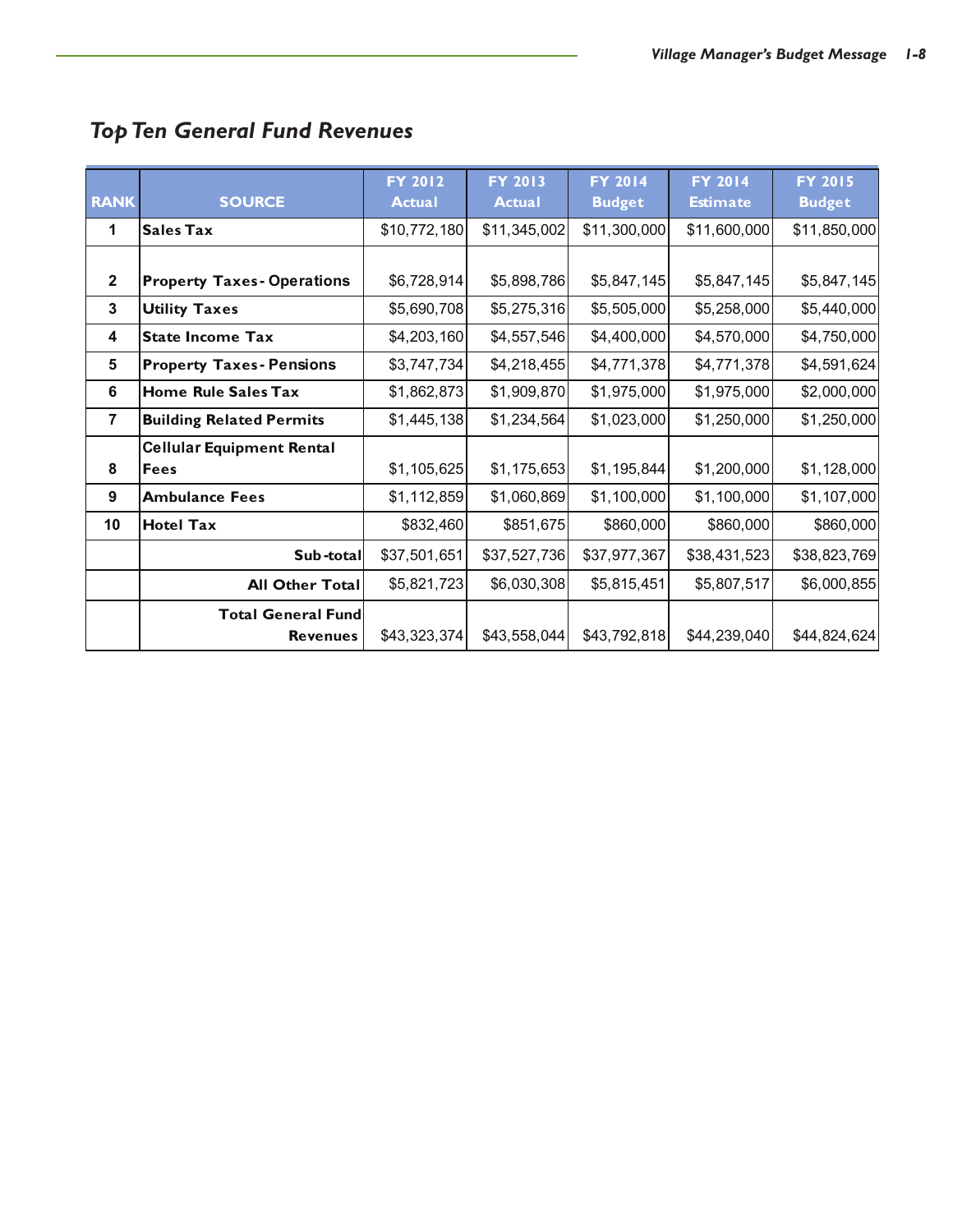## *Top Ten General Fund Revenues*

| RANK | SOURCE | FY 2012 Actual | FY 2013 Actual | FY 2014 Budget | FY 2014 Estimate | FY 2015 Budget |
|---|---|---|---|---|---|---|
| 1 | **Sales Tax** | $10,772,180 | $11,345,002 | $11,300,000 | $11,600,000 | $11,850,000 |
| 2 | **Property Taxes - Operations** | $6,728,914 | $5,898,786 | $5,847,145 | $5,847,145 | $5,847,145 |
| 3 | **Utility Taxes** | $5,690,708 | $5,275,316 | $5,505,000 | $5,258,000 | $5,440,000 |
| 4 | **State Income Tax** | $4,203,160 | $4,557,546 | $4,400,000 | $4,570,000 | $4,750,000 |
| 5 | **Property Taxes - Pensions** | $3,747,734 | $4,218,455 | $4,771,378 | $4,771,378 | $4,591,624 |
| 6 | **Home Rule Sales Tax** | $1,862,873 | $1,909,870 | $1,975,000 | $1,975,000 | $2,000,000 |
| 7 | **Building Related Permits** | $1,445,138 | $1,234,564 | $1,023,000 | $1,250,000 | $1,250,000 |
| 8 | **Cellular Equipment Rental Fees** | $1,105,625 | $1,175,653 | $1,195,844 | $1,200,000 | $1,128,000 |
| 9 | **Ambulance Fees** | $1,112,859 | $1,060,869 | $1,100,000 | $1,100,000 | $1,107,000 |
| 10 | **Hotel Tax** | $832,460 | $851,675 | $860,000 | $860,000 | $860,000 |
| | **Sub-total** | $37,501,651 | $37,527,736 | $37,977,367 | $38,431,523 | $38,823,769 |
| | **All Other Total** | $5,821,723 | $6,030,308 | $5,815,451 | $5,807,517 | $6,000,855 |
| | **Total General Fund Revenues** | $43,323,374 | $43,558,044 | $43,792,818 | $44,239,040 | $44,824,624 |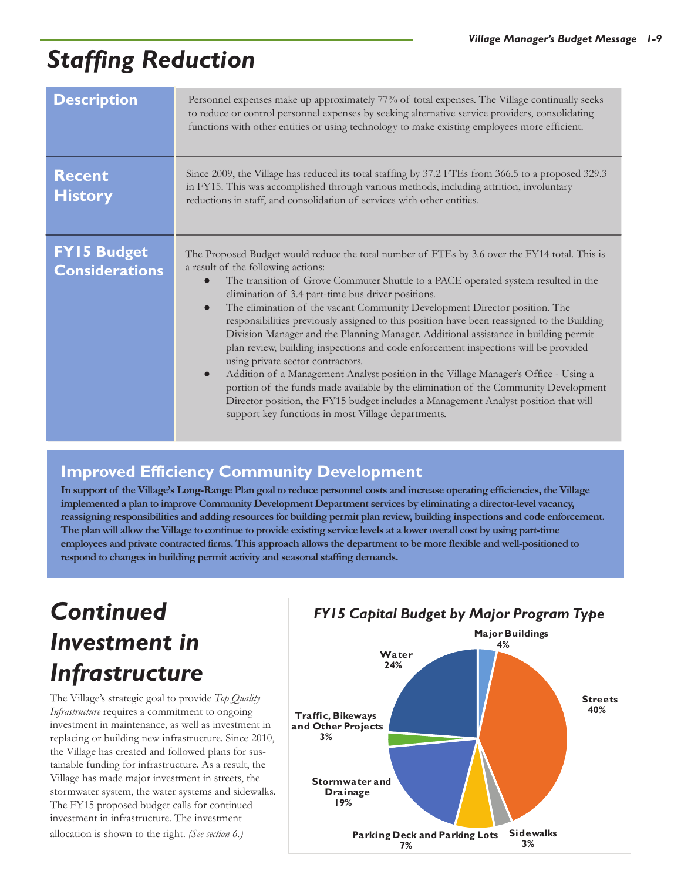# Staffing Reduction

| | |
|---|---|
| **Description** | Personnel expenses make up approximately 77% of total expenses. The Village continually seeks to reduce or control personnel expenses by seeking alternative service providers, consolidating functions with other entities or using technology to make existing employees more efficient. |
| **Recent History** | Since 2009, the Village has reduced its total staffing by 37.2 FTEs from 366.5 to a proposed 329.3 in FY15. This was accomplished through various methods, including attrition, involuntary reductions in staff, and consolidation of services with other entities. |
| **FY15 Budget Considerations** | The Proposed Budget would reduce the total number of FTEs by 3.6 over the FY14 total. This is a result of the following actions: <br>• The transition of Grove Commuter Shuttle to a PACE operated system resulted in the elimination of 3.4 part-time bus driver positions. <br>• The elimination of the vacant Community Development Director position. The responsibilities previously assigned to this position have been reassigned to the Building Division Manager and the Planning Manager. Additional assistance in building permit plan review, building inspections and code enforcement inspections will be provided using private sector contractors. <br>• Addition of a Management Analyst position in the Village Manager's Office - Using a portion of the funds made available by the elimination of the Community Development Director position, the FY15 budget includes a Management Analyst position that will support key functions in most Village departments. |

## Improved Efficiency Community Development

**In support of the Village's Long-Range Plan goal to reduce personnel costs and increase operating efficiencies, the Village implemented a plan to improve Community Development Department services by eliminating a director-level vacancy, reassigning responsibilities and adding resources for building permit plan review, building inspections and code enforcement. The plan will allow the Village to continue to provide existing service levels at a lower overall cost by using part-time employees and private contracted firms. This approach allows the department to be more flexible and well-positioned to respond to changes in building permit activity and seasonal staffing demands.**

# Continued Investment in Infrastructure

The Village's strategic goal to provide *Top Quality Infrastructure* requires a commitment to ongoing investment in maintenance, as well as investment in replacing or building new infrastructure. Since 2010, the Village has created and followed plans for sustainable funding for infrastructure. As a result, the Village has made major investment in streets, the stormwater system, the water systems and sidewalks. The FY15 proposed budget calls for continued investment in infrastructure. The investment allocation is shown to the right. *(See section 6.)*

### *FY15 Capital Budget by Major Program Type*

| Program Type | Share |
|---|---|
| Major Buildings | 4% |
| Streets | 40% |
| Sidewalks | 3% |
| Parking Deck and Parking Lots | 7% |
| Stormwater and Drainage | 19% |
| Traffic, Bikeways and Other Projects | 3% |
| Water | 24% |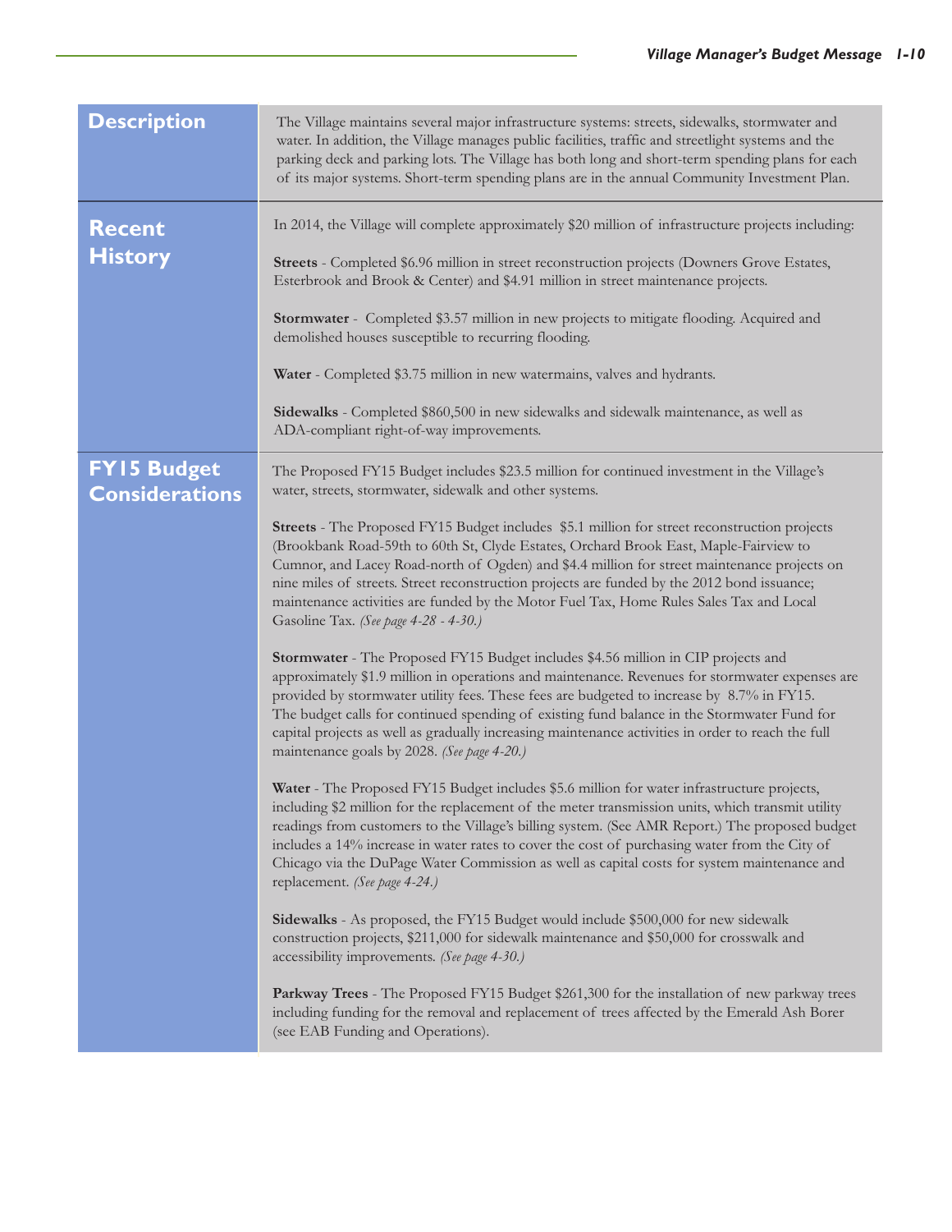## Description

The Village maintains several major infrastructure systems: streets, sidewalks, stormwater and water. In addition, the Village manages public facilities, traffic and streetlight systems and the parking deck and parking lots. The Village has both long and short-term spending plans for each of its major systems. Short-term spending plans are in the annual Community Investment Plan.

## Recent History

In 2014, the Village will complete approximately $20 million of infrastructure projects including:

**Streets** - Completed $6.96 million in street reconstruction projects (Downers Grove Estates, Esterbrook and Brook & Center) and $4.91 million in street maintenance projects.

**Stormwater** - Completed $3.57 million in new projects to mitigate flooding. Acquired and demolished houses susceptible to recurring flooding.

**Water** - Completed $3.75 million in new watermains, valves and hydrants.

**Sidewalks** - Completed $860,500 in new sidewalks and sidewalk maintenance, as well as ADA-compliant right-of-way improvements.

## FY15 Budget Considerations

The Proposed FY15 Budget includes $23.5 million for continued investment in the Village's water, streets, stormwater, sidewalk and other systems.

**Streets** - The Proposed FY15 Budget includes $5.1 million for street reconstruction projects (Brookbank Road-59th to 60th St, Clyde Estates, Orchard Brook East, Maple-Fairview to Cumnor, and Lacey Road-north of Ogden) and $4.4 million for street maintenance projects on nine miles of streets. Street reconstruction projects are funded by the 2012 bond issuance; maintenance activities are funded by the Motor Fuel Tax, Home Rules Sales Tax and Local Gasoline Tax. *(See page 4-28 - 4-30.)*

**Stormwater** - The Proposed FY15 Budget includes $4.56 million in CIP projects and approximately $1.9 million in operations and maintenance. Revenues for stormwater expenses are provided by stormwater utility fees. These fees are budgeted to increase by 8.7% in FY15. The budget calls for continued spending of existing fund balance in the Stormwater Fund for capital projects as well as gradually increasing maintenance activities in order to reach the full maintenance goals by 2028. *(See page 4-20.)*

**Water** - The Proposed FY15 Budget includes $5.6 million for water infrastructure projects, including $2 million for the replacement of the meter transmission units, which transmit utility readings from customers to the Village's billing system. (See AMR Report.) The proposed budget includes a 14% increase in water rates to cover the cost of purchasing water from the City of Chicago via the DuPage Water Commission as well as capital costs for system maintenance and replacement. *(See page 4-24.)*

**Sidewalks** - As proposed, the FY15 Budget would include $500,000 for new sidewalk construction projects, $211,000 for sidewalk maintenance and $50,000 for crosswalk and accessibility improvements. *(See page 4-30.)*

**Parkway Trees** - The Proposed FY15 Budget $261,300 for the installation of new parkway trees including funding for the removal and replacement of trees affected by the Emerald Ash Borer (see EAB Funding and Operations).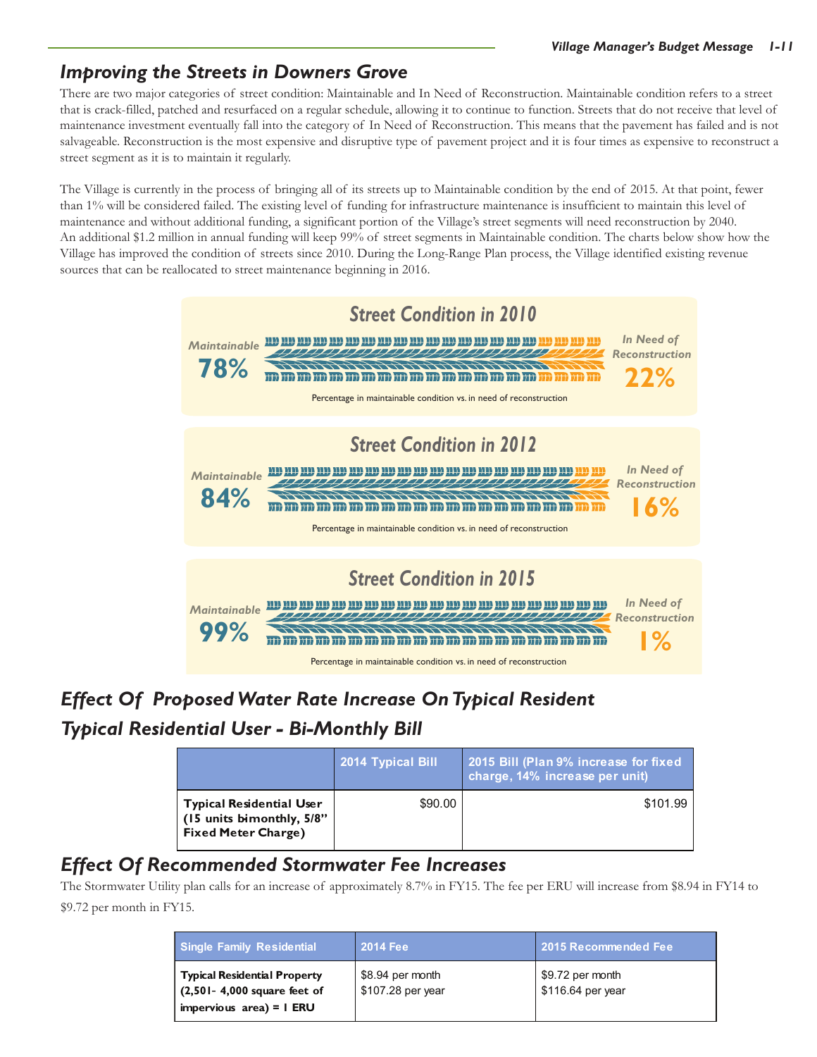## Improving the Streets in Downers Grove

There are two major categories of street condition: Maintainable and In Need of Reconstruction. Maintainable condition refers to a street that is crack-filled, patched and resurfaced on a regular schedule, allowing it to continue to function. Streets that do not receive that level of maintenance investment eventually fall into the category of In Need of Reconstruction. This means that the pavement has failed and is not salvageable. Reconstruction is the most expensive and disruptive type of pavement project and it is four times as expensive to reconstruct a street segment as it is to maintain it regularly.

The Village is currently in the process of bringing all of its streets up to Maintainable condition by the end of 2015. At that point, fewer than 1% will be considered failed. The existing level of funding for infrastructure maintenance is insufficient to maintain this level of maintenance and without additional funding, a significant portion of the Village's street segments will need reconstruction by 2040. An additional $1.2 million in annual funding will keep 99% of street segments in Maintainable condition. The charts below show how the Village has improved the condition of streets since 2010. During the Long-Range Plan process, the Village identified existing revenue sources that can be reallocated to street maintenance beginning in 2016.

### Street Condition in 2010

Maintainable **78%** — In Need of Reconstruction **22%**

Percentage in maintainable condition vs. in need of reconstruction

### Street Condition in 2012

Maintainable **84%** — In Need of Reconstruction **16%**

Percentage in maintainable condition vs. in need of reconstruction

### Street Condition in 2015

Maintainable **99%** — In Need of Reconstruction **1%**

Percentage in maintainable condition vs. in need of reconstruction

## Effect Of Proposed Water Rate Increase On Typical Resident

## Typical Residential User - Bi-Monthly Bill

| | 2014 Typical Bill | 2015 Bill (Plan 9% increase for fixed charge, 14% increase per unit) |
|---|---|---|
| **Typical Residential User (15 units bimonthly, 5/8" Fixed Meter Charge)** | $90.00 | $101.99 |

## Effect Of Recommended Stormwater Fee Increases

The Stormwater Utility plan calls for an increase of approximately 8.7% in FY15. The fee per ERU will increase from $8.94 in FY14 to $9.72 per month in FY15.

| Single Family Residential | 2014 Fee | 2015 Recommended Fee |
|---|---|---|
| **Typical Residential Property (2,501- 4,000 square feet of impervious area) = 1 ERU** | $8.94 per month<br>$107.28 per year | $9.72 per month<br>$116.64 per year |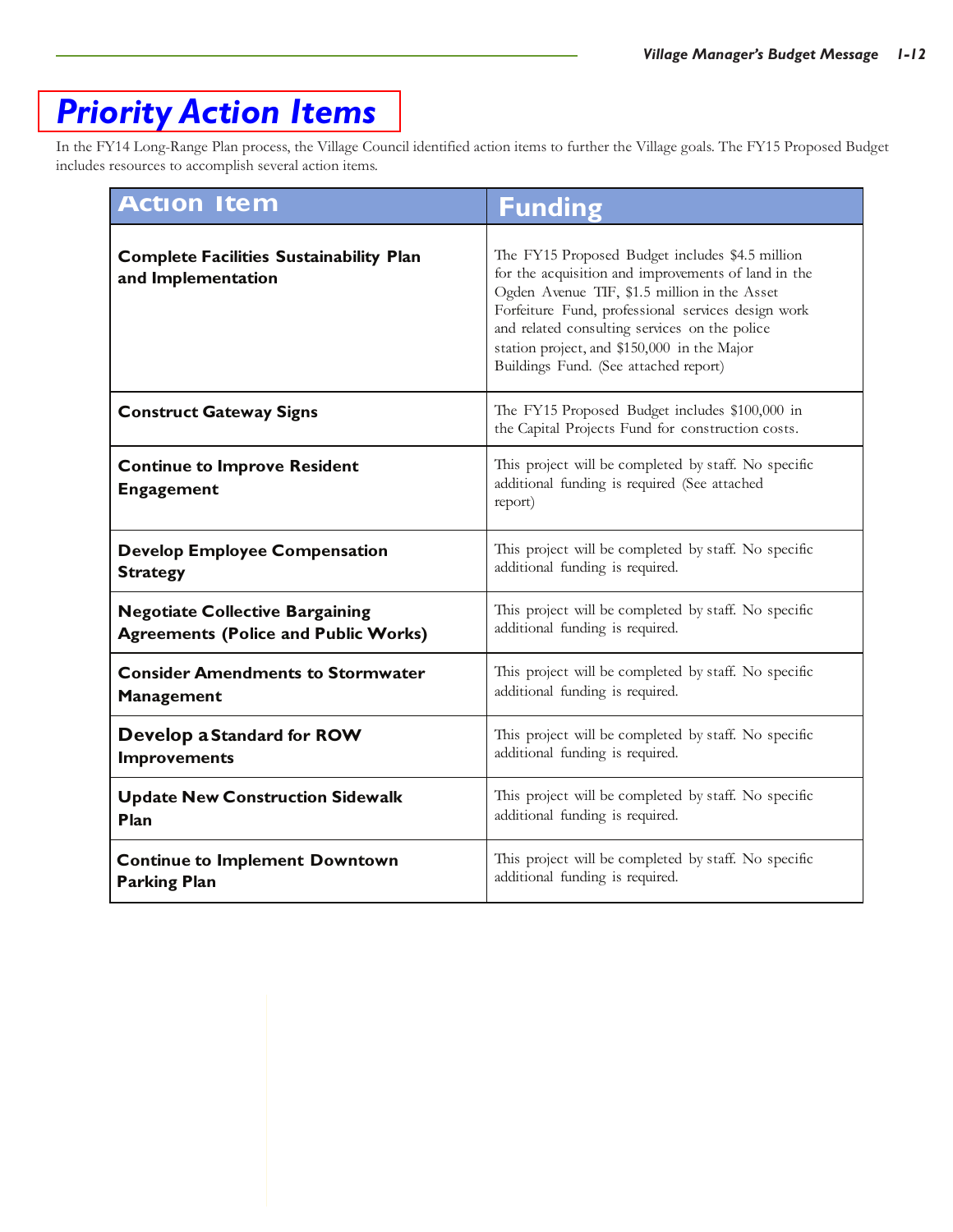# Priority Action Items

In the FY14 Long-Range Plan process, the Village Council identified action items to further the Village goals. The FY15 Proposed Budget includes resources to accomplish several action items.

| Action Item | Funding |
|---|---|
| **Complete Facilities Sustainability Plan and Implementation** | The FY15 Proposed Budget includes $4.5 million for the acquisition and improvements of land in the Ogden Avenue TIF, $1.5 million in the Asset Forfeiture Fund, professional services design work and related consulting services on the police station project, and $150,000 in the Major Buildings Fund. (See attached report) |
| **Construct Gateway Signs** | The FY15 Proposed Budget includes $100,000 in the Capital Projects Fund for construction costs. |
| **Continue to Improve Resident Engagement** | This project will be completed by staff. No specific additional funding is required (See attached report) |
| **Develop Employee Compensation Strategy** | This project will be completed by staff. No specific additional funding is required. |
| **Negotiate Collective Bargaining Agreements (Police and Public Works)** | This project will be completed by staff. No specific additional funding is required. |
| **Consider Amendments to Stormwater Management** | This project will be completed by staff. No specific additional funding is required. |
| **Develop a Standard for ROW Improvements** | This project will be completed by staff. No specific additional funding is required. |
| **Update New Construction Sidewalk Plan** | This project will be completed by staff. No specific additional funding is required. |
| **Continue to Implement Downtown Parking Plan** | This project will be completed by staff. No specific additional funding is required. |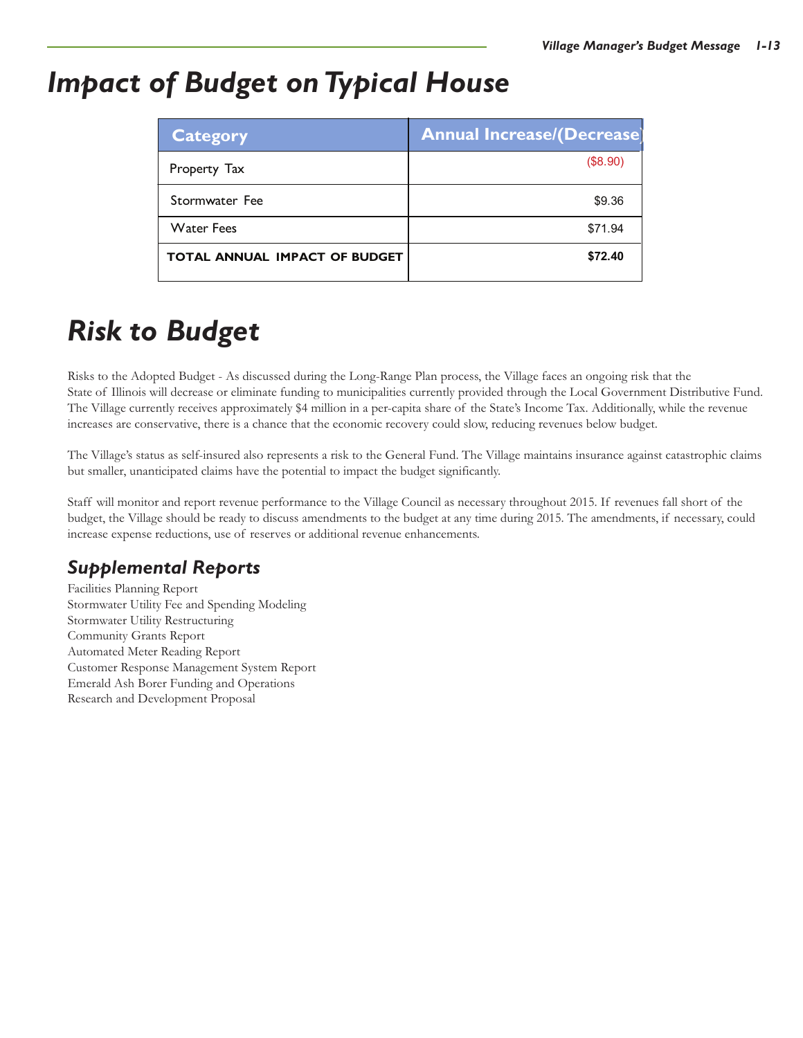# Impact of Budget on Typical House

| Category | Annual Increase/(Decrease) |
|---|---|
| Property Tax | ($8.90) |
| Stormwater Fee | $9.36 |
| Water Fees | $71.94 |
| **TOTAL ANNUAL IMPACT OF BUDGET** | **$72.40** |

# Risk to Budget

Risks to the Adopted Budget - As discussed during the Long-Range Plan process, the Village faces an ongoing risk that the State of Illinois will decrease or eliminate funding to municipalities currently provided through the Local Government Distributive Fund. The Village currently receives approximately $4 million in a per-capita share of the State's Income Tax. Additionally, while the revenue increases are conservative, there is a chance that the economic recovery could slow, reducing revenues below budget.

The Village's status as self-insured also represents a risk to the General Fund. The Village maintains insurance against catastrophic claims but smaller, unanticipated claims have the potential to impact the budget significantly.

Staff will monitor and report revenue performance to the Village Council as necessary throughout 2015. If revenues fall short of the budget, the Village should be ready to discuss amendments to the budget at any time during 2015. The amendments, if necessary, could increase expense reductions, use of reserves or additional revenue enhancements.

## Supplemental Reports

Facilities Planning Report
Stormwater Utility Fee and Spending Modeling
Stormwater Utility Restructuring
Community Grants Report
Automated Meter Reading Report
Customer Response Management System Report
Emerald Ash Borer Funding and Operations
Research and Development Proposal